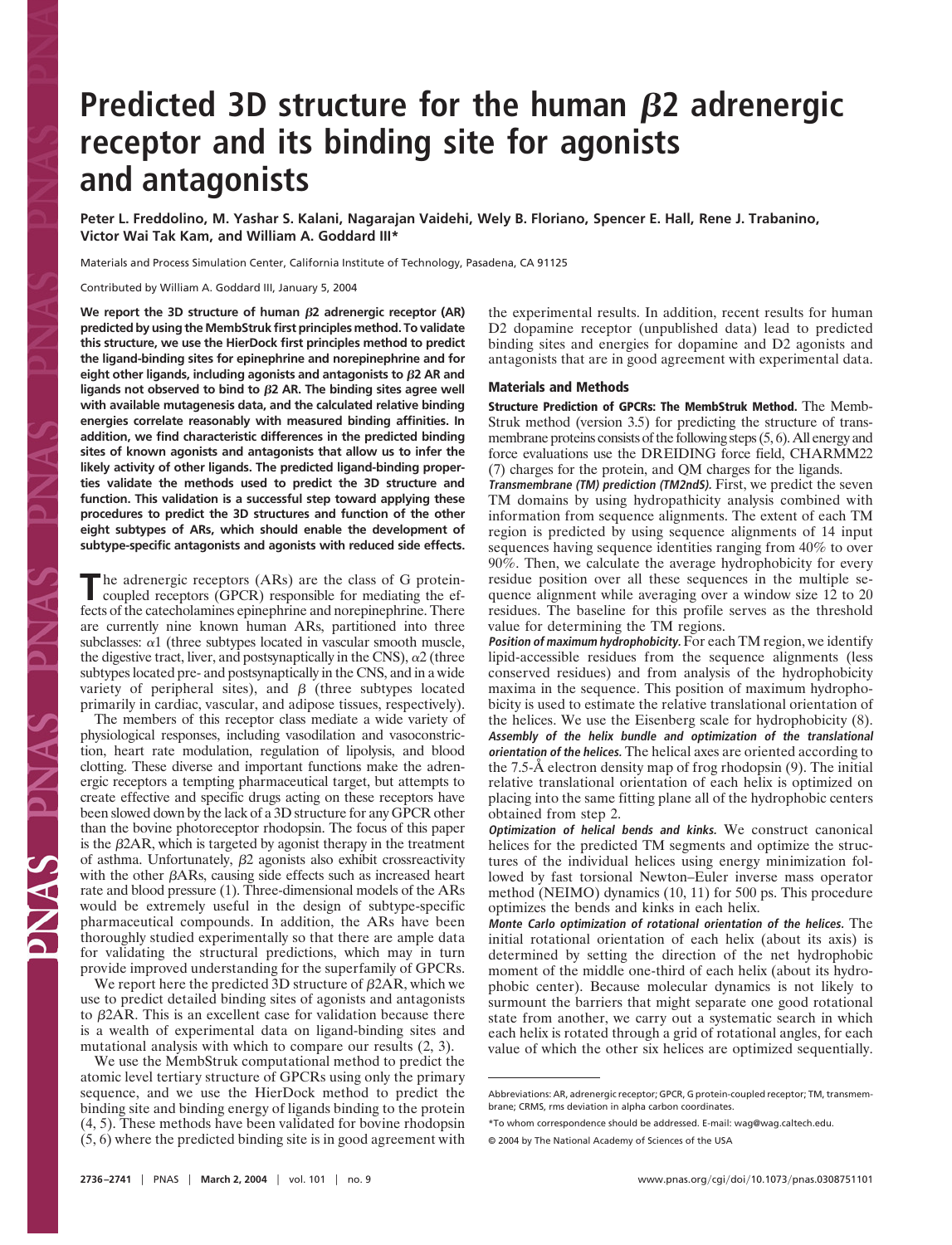# Predicted 3D structure for the human $\beta$2 adrenergic receptor and its binding site for agonists and antagonists

**Peter L. Freddolino, M. Yashar S. Kalani, Nagarajan Vaidehi, Wely B. Floriano, Spencer E. Hall, Rene J. Trabanino, Victor Wai Tak Kam, and William A. Goddard III***

Materials and Process Simulation Center, California Institute of Technology, Pasadena, CA 91125

Contributed by William A. Goddard III, January 5, 2004

**We report the 3D structure of human $\beta$2 adrenergic receptor (AR) predicted by using the MembStruk first principles method. To validate this structure, we use the HierDock first principles method to predict the ligand-binding sites for epinephrine and norepinephrine and for eight other ligands, including agonists and antagonists to $\beta$2 AR and ligands not observed to bind to $\beta$2 AR. The binding sites agree well with available mutagenesis data, and the calculated relative binding energies correlate reasonably with measured binding affinities. In addition, we find characteristic differences in the predicted binding sites of known agonists and antagonists that allow us to infer the likely activity of other ligands. The predicted ligand-binding properties validate the methods used to predict the 3D structure and function. This validation is a successful step toward applying these procedures to predict the 3D structures and function of the other eight subtypes of ARs, which should enable the development of subtype-specific antagonists and agonists with reduced side effects.**

The adrenergic receptors (ARs) are the class of G protein-coupled receptors (GPCR) responsible for mediating the effects of the catecholamines epinephrine and norepinephrine. There are currently nine known human ARs, partitioned into three subclasses: $\alpha$1 (three subtypes located in vascular smooth muscle, the digestive tract, liver, and postsynaptically in the CNS), $\alpha$2 (three subtypes located pre- and postsynaptically in the CNS, and in a wide variety of peripheral sites), and $\beta$ (three subtypes located primarily in cardiac, vascular, and adipose tissues, respectively).

The members of this receptor class mediate a wide variety of physiological responses, including vasodilation and vasoconstriction, heart rate modulation, regulation of lipolysis, and blood clotting. These diverse and important functions make the adrenergic receptors a tempting pharmaceutical target, but attempts to create effective and specific drugs acting on these receptors have been slowed down by the lack of a 3D structure for any GPCR other than the bovine photoreceptor rhodopsin. The focus of this paper is the $\beta$2AR, which is targeted by agonist therapy in the treatment of asthma. Unfortunately, $\beta$2 agonists also exhibit crossreactivity with the other $\beta$ARs, causing side effects such as increased heart rate and blood pressure (1). Three-dimensional models of the ARs would be extremely useful in the design of subtype-specific pharmaceutical compounds. In addition, the ARs have been thoroughly studied experimentally so that there are ample data for validating the structural predictions, which may in turn provide improved understanding for the superfamily of GPCRs.

We report here the predicted 3D structure of $\beta$2AR, which we use to predict detailed binding sites of agonists and antagonists to $\beta$2AR. This is an excellent case for validation because there is a wealth of experimental data on ligand-binding sites and mutational analysis with which to compare our results (2, 3).

We use the MembStruk computational method to predict the atomic level tertiary structure of GPCRs using only the primary sequence, and we use the HierDock method to predict the binding site and binding energy of ligands binding to the protein (4, 5). These methods have been validated for bovine rhodopsin (5, 6) where the predicted binding site is in good agreement with the experimental results. In addition, recent results for human D2 dopamine receptor (unpublished data) lead to predicted binding sites and energies for dopamine and D2 agonists and antagonists that are in good agreement with experimental data.

## Materials and Methods

**Structure Prediction of GPCRs: The MembStruk Method.** The MembStruk method (version 3.5) for predicting the structure of transmembrane proteins consists of the following steps (5, 6). All energy and force evaluations use the DREIDING force field, CHARMM22 (7) charges for the protein, and QM charges for the ligands.

***Transmembrane (TM) prediction (TM2ndS).*** First, we predict the seven TM domains by using hydropathicity analysis combined with information from sequence alignments. The extent of each TM region is predicted by using sequence alignments of 14 input sequences having sequence identities ranging from 40% to over 90%. Then, we calculate the average hydrophobicity for every residue position over all these sequences in the multiple sequence alignment while averaging over a window size 12 to 20 residues. The baseline for this profile serves as the threshold value for determining the TM regions.

***Position of maximum hydrophobicity.*** For each TM region, we identify lipid-accessible residues from the sequence alignments (less conserved residues) and from analysis of the hydrophobicity maxima in the sequence. This position of maximum hydrophobicity is used to estimate the relative translational orientation of the helices. We use the Eisenberg scale for hydrophobicity (8).

***Assembly of the helix bundle and optimization of the translational orientation of the helices.*** The helical axes are oriented according to the 7.5-Å electron density map of frog rhodopsin (9). The initial relative translational orientation of each helix is optimized on placing into the same fitting plane all of the hydrophobic centers obtained from step 2.

***Optimization of helical bends and kinks.*** We construct canonical helices for the predicted TM segments and optimize the structures of the individual helices using energy minimization followed by fast torsional Newton–Euler inverse mass operator method (NEIMO) dynamics (10, 11) for 500 ps. This procedure optimizes the bends and kinks in each helix.

***Monte Carlo optimization of rotational orientation of the helices.*** The initial rotational orientation of each helix (about its axis) is determined by setting the direction of the net hydrophobic moment of the middle one-third of each helix (about its hydrophobic center). Because molecular dynamics is not likely to surmount the barriers that might separate one good rotational state from another, we carry out a systematic search in which each helix is rotated through a grid of rotational angles, for each value of which the other six helices are optimized sequentially.

---

Abbreviations: AR, adrenergic receptor; GPCR, G protein-coupled receptor; TM, transmembrane; CRMS, rms deviation in alpha carbon coordinates.

*To whom correspondence should be addressed. E-mail: wag@wag.caltech.edu.

© 2004 by The National Academy of Sciences of the USA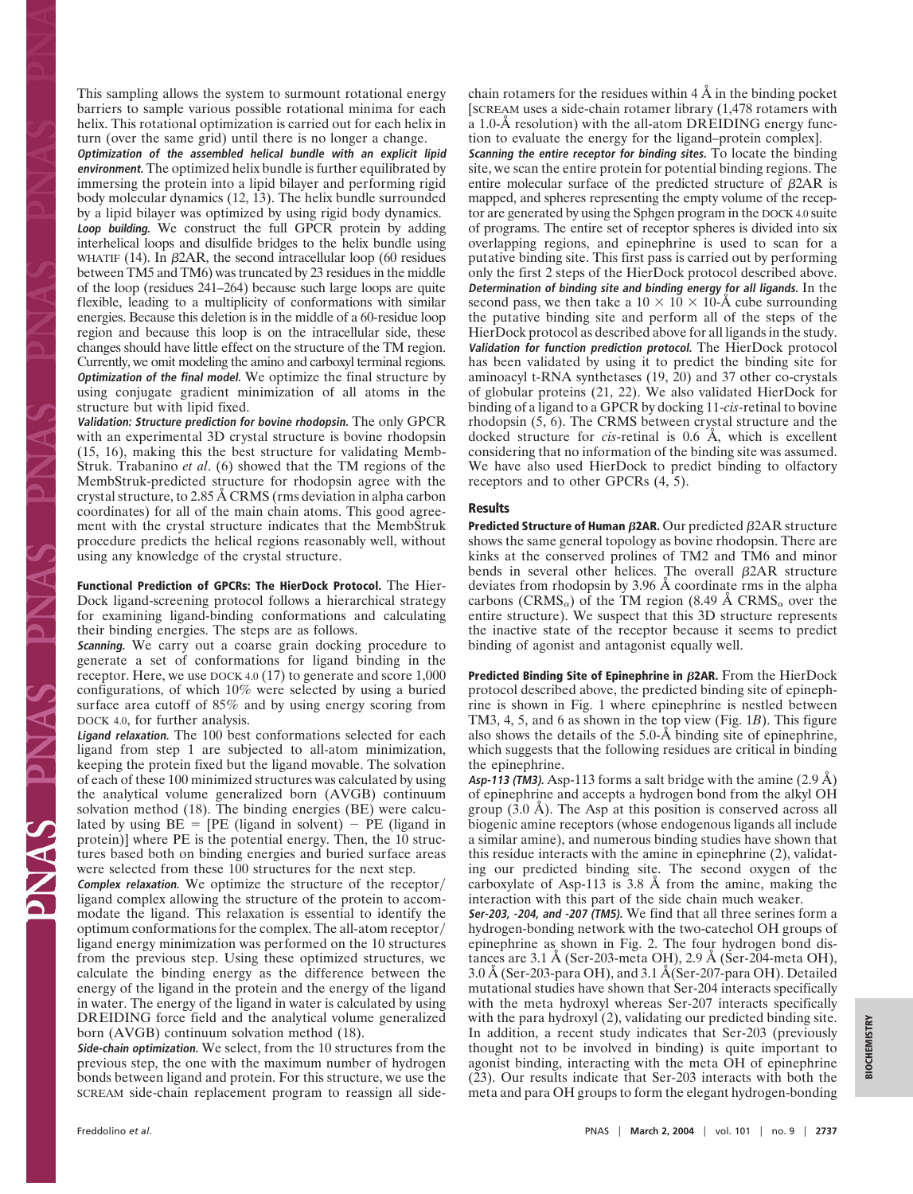This sampling allows the system to surmount rotational energy barriers to sample various possible rotational minima for each helix. This rotational optimization is carried out for each helix in turn (over the same grid) until there is no longer a change.

***Optimization of the assembled helical bundle with an explicit lipid environment.*** The optimized helix bundle is further equilibrated by immersing the protein into a lipid bilayer and performing rigid body molecular dynamics (12, 13). The helix bundle surrounded by a lipid bilayer was optimized by using rigid body dynamics.

***Loop building.*** We construct the full GPCR protein by adding interhelical loops and disulfide bridges to the helix bundle using WHATIF (14). In β2AR, the second intracellular loop (60 residues between TM5 and TM6) was truncated by 23 residues in the middle of the loop (residues 241–264) because such large loops are quite flexible, leading to a multiplicity of conformations with similar energies. Because this deletion is in the middle of a 60-residue loop region and because this loop is on the intracellular side, these changes should have little effect on the structure of the TM region. Currently, we omit modeling the amino and carboxyl terminal regions.

***Optimization of the final model.*** We optimize the final structure by using conjugate gradient minimization of all atoms in the structure but with lipid fixed.

***Validation: Structure prediction for bovine rhodopsin.*** The only GPCR with an experimental 3D crystal structure is bovine rhodopsin (15, 16), making this the best structure for validating MembStruk. Trabanino *et al*. (6) showed that the TM regions of the MembStruk-predicted structure for rhodopsin agree with the crystal structure, to 2.85 Å CRMS (rms deviation in alpha carbon coordinates) for all of the main chain atoms. This good agreement with the crystal structure indicates that the MembStruk procedure predicts the helical regions reasonably well, without using any knowledge of the crystal structure.

**Functional Prediction of GPCRs: The HierDock Protocol.** The HierDock ligand-screening protocol follows a hierarchical strategy for examining ligand-binding conformations and calculating their binding energies. The steps are as follows.

***Scanning.*** We carry out a coarse grain docking procedure to generate a set of conformations for ligand binding in the receptor. Here, we use DOCK 4.0 (17) to generate and score 1,000 configurations, of which 10% were selected by using a buried surface area cutoff of 85% and by using energy scoring from DOCK 4.0, for further analysis.

***Ligand relaxation.*** The 100 best conformations selected for each ligand from step 1 are subjected to all-atom minimization, keeping the protein fixed but the ligand movable. The solvation of each of these 100 minimized structures was calculated by using the analytical volume generalized born (AVGB) continuum solvation method (18). The binding energies (BE) were calculated by using BE = [PE (ligand in solvent) − PE (ligand in protein)] where PE is the potential energy. Then, the 10 structures based both on binding energies and buried surface areas were selected from these 100 structures for the next step.

***Complex relaxation.*** We optimize the structure of the receptor/ligand complex allowing the structure of the protein to accommodate the ligand. This relaxation is essential to identify the optimum conformations for the complex. The all-atom receptor/ligand energy minimization was performed on the 10 structures from the previous step. Using these optimized structures, we calculate the binding energy as the difference between the energy of the ligand in the protein and the energy of the ligand in water. The energy of the ligand in water is calculated by using DREIDING force field and the analytical volume generalized born (AVGB) continuum solvation method (18).

***Side-chain optimization.*** We select, from the 10 structures from the previous step, the one with the maximum number of hydrogen bonds between ligand and protein. For this structure, we use the SCREAM side-chain replacement program to reassign all side-chain rotamers for the residues within 4 Å in the binding pocket [SCREAM uses a side-chain rotamer library (1,478 rotamers with a 1.0-Å resolution) with the all-atom DREIDING energy function to evaluate the energy for the ligand–protein complex].

***Scanning the entire receptor for binding sites.*** To locate the binding site, we scan the entire protein for potential binding regions. The entire molecular surface of the predicted structure of β2AR is mapped, and spheres representing the empty volume of the receptor are generated by using the Sphgen program in the DOCK 4.0 suite of programs. The entire set of receptor spheres is divided into six overlapping regions, and epinephrine is used to scan for a putative binding site. This first pass is carried out by performing only the first 2 steps of the HierDock protocol described above.

***Determination of binding site and binding energy for all ligands.*** In the second pass, we then take a 10 × 10 × 10-Å cube surrounding the putative binding site and perform all of the steps of the HierDock protocol as described above for all ligands in the study.

***Validation for function prediction protocol.*** The HierDock protocol has been validated by using it to predict the binding site for aminoacyl t-RNA synthetases (19, 20) and 37 other co-crystals of globular proteins (21, 22). We also validated HierDock for binding of a ligand to a GPCR by docking 11-*cis*-retinal to bovine rhodopsin (5, 6). The CRMS between crystal structure and the docked structure for *cis*-retinal is 0.6 Å, which is excellent considering that no information of the binding site was assumed. We have also used HierDock to predict binding to olfactory receptors and to other GPCRs (4, 5).

## Results

**Predicted Structure of Human β2AR.** Our predicted β2AR structure shows the same general topology as bovine rhodopsin. There are kinks at the conserved prolines of TM2 and TM6 and minor bends in several other helices. The overall β2AR structure deviates from rhodopsin by 3.96 Å coordinate rms in the alpha carbons ($CRMS_{\alpha}$) of the TM region (8.49 Å $CRMS_{\alpha}$ over the entire structure). We suspect that this 3D structure represents the inactive state of the receptor because it seems to predict binding of agonist and antagonist equally well.

**Predicted Binding Site of Epinephrine in β2AR.** From the HierDock protocol described above, the predicted binding site of epinephrine is shown in Fig. 1 where epinephrine is nestled between TM3, 4, 5, and 6 as shown in the top view (Fig. 1*B*). This figure also shows the details of the 5.0-Å binding site of epinephrine, which suggests that the following residues are critical in binding the epinephrine.

***Asp-113 (TM3).*** Asp-113 forms a salt bridge with the amine (2.9 Å) of epinephrine and accepts a hydrogen bond from the alkyl OH group (3.0 Å). The Asp at this position is conserved across all biogenic amine receptors (whose endogenous ligands all include a similar amine), and numerous binding studies have shown that this residue interacts with the amine in epinephrine (2), validating our predicted binding site. The second oxygen of the carboxylate of Asp-113 is 3.8 Å from the amine, making the interaction with this part of the side chain much weaker.

***Ser-203, -204, and -207 (TM5).*** We find that all three serines form a hydrogen-bonding network with the two-catechol OH groups of epinephrine as shown in Fig. 2. The four hydrogen bond distances are 3.1 Å (Ser-203-meta OH), 2.9 Å (Ser-204-meta OH), 3.0 Å (Ser-203-para OH), and 3.1 Å(Ser-207-para OH). Detailed mutational studies have shown that Ser-204 interacts specifically with the meta hydroxyl whereas Ser-207 interacts specifically with the para hydroxyl (2), validating our predicted binding site. In addition, a recent study indicates that Ser-203 (previously thought not to be involved in binding) is quite important to agonist binding, interacting with the meta OH of epinephrine (23). Our results indicate that Ser-203 interacts with both the meta and para OH groups to form the elegant hydrogen-bonding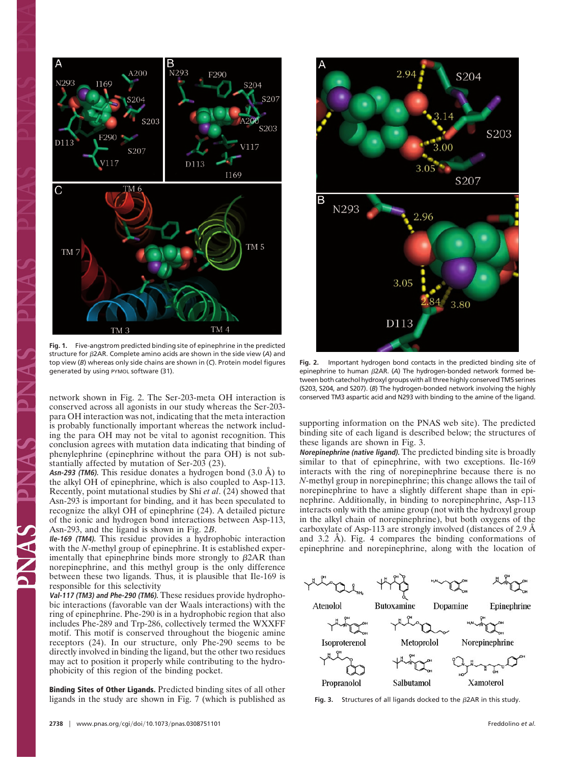Fig. 1. Five-angstrom predicted binding site of epinephrine in the predicted structure for β2AR. Complete amino acids are shown in the side view (*A*) and top view (*B*) whereas only side chains are shown in (*C*). Protein model figures generated by using PYMOL software (31).

Fig. 2. Important hydrogen bond contacts in the predicted binding site of epinephrine to human β2AR. (*A*) The hydrogen-bonded network formed between both catechol hydroxyl groups with all three highly conserved TM5 serines (S203, S204, and S207). (*B*) The hydrogen-bonded network involving the highly conserved TM3 aspartic acid and N293 with binding to the amine of the ligand.

network shown in Fig. 2. The Ser-203-meta OH interaction is conserved across all agonists in our study whereas the Ser-203-para OH interaction was not, indicating that the meta interaction is probably functionally important whereas the network including the para OH may not be vital to agonist recognition. This conclusion agrees with mutation data indicating that binding of phenylephrine (epinephrine without the para OH) is not substantially affected by mutation of Ser-203 (23).

***Asn-293 (TM6).*** This residue donates a hydrogen bond (3.0 Å) to the alkyl OH of epinephrine, which is also coupled to Asp-113. Recently, point mutational studies by Shi *et al*. (24) showed that Asn-293 is important for binding, and it has been speculated to recognize the alkyl OH of epinephrine (24). A detailed picture of the ionic and hydrogen bond interactions between Asp-113, Asn-293, and the ligand is shown in Fig. 2*B*.

***Ile-169 (TM4).*** This residue provides a hydrophobic interaction with the *N*-methyl group of epinephrine. It is established experimentally that epinephrine binds more strongly to β2AR than norepinephrine, and this methyl group is the only difference between these two ligands. Thus, it is plausible that Ile-169 is responsible for this selectivity.

***Val-117 (TM3) and Phe-290 (TM6).*** These residues provide hydrophobic interactions (favorable van der Waals interactions) with the ring of epinephrine. Phe-290 is in a hydrophobic region that also includes Phe-289 and Trp-286, collectively termed the WXXFF motif. This motif is conserved throughout the biogenic amine receptors (24). In our structure, only Phe-290 seems to be directly involved in binding the ligand, but the other two residues may act to position it properly while contributing to the hydrophobicity of this region of the binding pocket.

**Binding Sites of Other Ligands.** Predicted binding sites of all other ligands in the study are shown in Fig. 7 (which is published as supporting information on the PNAS web site). The predicted binding site of each ligand is described below; the structures of these ligands are shown in Fig. 3.

***Norepinephrine (native ligand).*** The predicted binding site is broadly similar to that of epinephrine, with two exceptions. Ile-169 interacts with the ring of norepinephrine because there is no *N*-methyl group in norepinephrine; this change allows the tail of norepinephrine to have a slightly different shape than in epinephrine. Additionally, in binding to norepinephrine, Asp-113 interacts only with the amine group (not with the hydroxyl group in the alkyl chain of norepinephrine), but both oxygens of the carboxylate of Asp-113 are strongly involved (distances of 2.9 Å and 3.2 Å). Fig. 4 compares the binding conformations of epinephrine and norepinephrine, along with the location of

Fig. 3. Structures of all ligands docked to the β2AR in this study.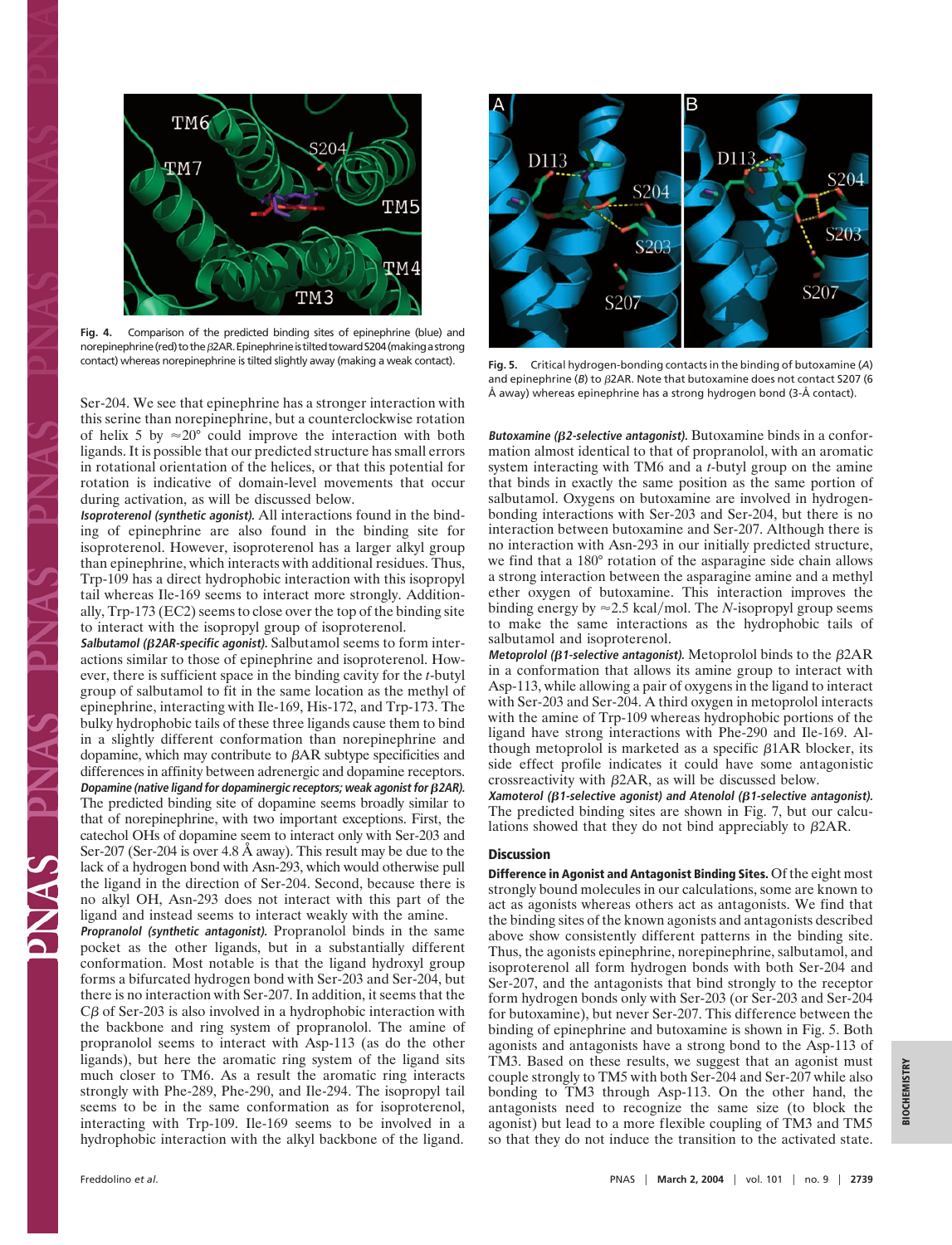Fig. 4. Comparison of the predicted binding sites of epinephrine (blue) and norepinephrine (red) to the β2AR. Epinephrine is tilted toward S204 (making a strong contact) whereas norepinephrine is tilted slightly away (making a weak contact).

Ser-204. We see that epinephrine has a stronger interaction with this serine than norepinephrine, but a counterclockwise rotation of helix 5 by ≈20° could improve the interaction with both ligands. It is possible that our predicted structure has small errors in rotational orientation of the helices, or that this potential for rotation is indicative of domain-level movements that occur during activation, as will be discussed below.

***Isoproterenol (synthetic agonist).*** All interactions found in the binding of epinephrine are also found in the binding site for isoproterenol. However, isoproterenol has a larger alkyl group than epinephrine, which interacts with additional residues. Thus, Trp-109 has a direct hydrophobic interaction with this isopropyl tail whereas Ile-169 seems to interact more strongly. Additionally, Trp-173 (EC2) seems to close over the top of the binding site to interact with the isopropyl group of isoproterenol.

***Salbutamol (β2AR-specific agonist).*** Salbutamol seems to form interactions similar to those of epinephrine and isoproterenol. However, there is sufficient space in the binding cavity for the *t*-butyl group of salbutamol to fit in the same location as the methyl of epinephrine, interacting with Ile-169, His-172, and Trp-173. The bulky hydrophobic tails of these three ligands cause them to bind in a slightly different conformation than norepinephrine and dopamine, which may contribute to βAR subtype specificities and differences in affinity between adrenergic and dopamine receptors.

***Dopamine (native ligand for dopaminergic receptors; weak agonist for β2AR).*** The predicted binding site of dopamine seems broadly similar to that of norepinephrine, with two important exceptions. First, the catechol OHs of dopamine seem to interact only with Ser-203 and Ser-207 (Ser-204 is over 4.8 Å away). This result may be due to the lack of a hydrogen bond with Asn-293, which would otherwise pull the ligand in the direction of Ser-204. Second, because there is no alkyl OH, Asn-293 does not interact with this part of the ligand and instead seems to interact weakly with the amine.

***Propranolol (synthetic antagonist).*** Propranolol binds in the same pocket as the other ligands, but in a substantially different conformation. Most notable is that the ligand hydroxyl group forms a bifurcated hydrogen bond with Ser-203 and Ser-204, but there is no interaction with Ser-207. In addition, it seems that the Cβ of Ser-203 is also involved in a hydrophobic interaction with the backbone and ring system of propranolol. The amine of propranolol seems to interact with Asp-113 (as do the other ligands), but here the aromatic ring system of the ligand sits much closer to TM6. As a result the aromatic ring interacts strongly with Phe-289, Phe-290, and Ile-294. The isopropyl tail seems to be in the same conformation as for isoproterenol, interacting with Trp-109. Ile-169 seems to be involved in a hydrophobic interaction with the alkyl backbone of the ligand.

Fig. 5. Critical hydrogen-bonding contacts in the binding of butoxamine (*A*) and epinephrine (*B*) to β2AR. Note that butoxamine does not contact S207 (6 Å away) whereas epinephrine has a strong hydrogen bond (3-Å contact).

***Butoxamine (β2-selective antagonist).*** Butoxamine binds in a conformation almost identical to that of propranolol, with an aromatic system interacting with TM6 and a *t*-butyl group on the amine that binds in exactly the same position as the same portion of salbutamol. Oxygens on butoxamine are involved in hydrogen-bonding interactions with Ser-203 and Ser-204, but there is no interaction between butoxamine and Ser-207. Although there is no interaction with Asn-293 in our initially predicted structure, we find that a 180° rotation of the asparagine side chain allows a strong interaction between the asparagine amine and a methyl ether oxygen of butoxamine. This interaction improves the binding energy by ≈2.5 kcal/mol. The *N*-isopropyl group seems to make the same interactions as the hydrophobic tails of salbutamol and isoproterenol.

***Metoprolol (β1-selective antagonist).*** Metoprolol binds to the β2AR in a conformation that allows its amine group to interact with Asp-113, while allowing a pair of oxygens in the ligand to interact with Ser-203 and Ser-204. A third oxygen in metoprolol interacts with the amine of Trp-109 whereas hydrophobic portions of the ligand have strong interactions with Phe-290 and Ile-169. Although metoprolol is marketed as a specific β1AR blocker, its side effect profile indicates it could have some antagonistic crossreactivity with β2AR, as will be discussed below.

***Xamoterol (β1-selective agonist) and Atenolol (β1-selective antagonist).*** The predicted binding sites are shown in Fig. 7, but our calculations showed that they do not bind appreciably to β2AR.

## Discussion

**Difference in Agonist and Antagonist Binding Sites.** Of the eight most strongly bound molecules in our calculations, some are known to act as agonists whereas others act as antagonists. We find that the binding sites of the known agonists and antagonists described above show consistently different patterns in the binding site. Thus, the agonists epinephrine, norepinephrine, salbutamol, and isoproterenol all form hydrogen bonds with both Ser-204 and Ser-207, and the antagonists that bind strongly to the receptor form hydrogen bonds only with Ser-203 (or Ser-203 and Ser-204 for butoxamine), but never Ser-207. This difference between the binding of epinephrine and butoxamine is shown in Fig. 5. Both agonists and antagonists have a strong bond to the Asp-113 of TM3. Based on these results, we suggest that an agonist must couple strongly to TM5 with both Ser-204 and Ser-207 while also bonding to TM3 through Asp-113. On the other hand, the antagonists need to recognize the same size (to block the agonist) but lead to a more flexible coupling of TM3 and TM5 so that they do not induce the transition to the activated state.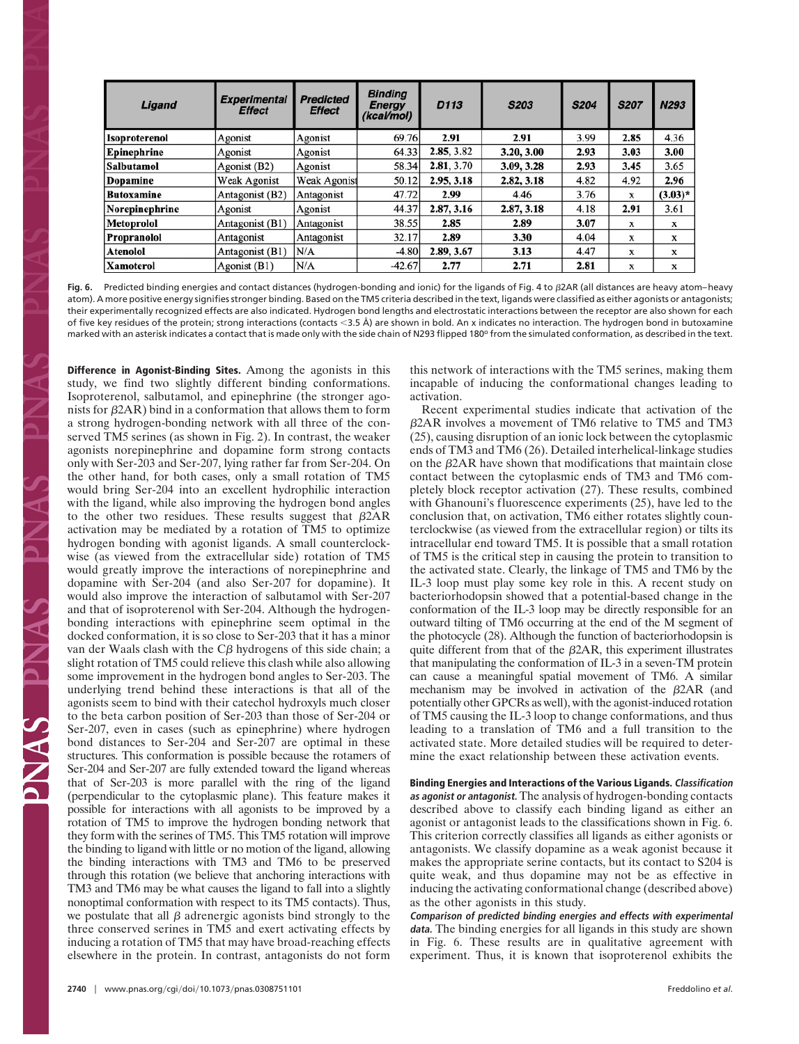| Ligand | Experimental Effect | Predicted Effect | Binding Energy (kcal/mol) | D113 | S203 | S204 | S207 | N293 |
|---|---|---|---|---|---|---|---|---|
| **Isoproterenol** | Agonist | Agonist | 69.76 | **2.91** | **2.91** | 3.99 | **2.85** | 4.36 |
| **Epinephrine** | Agonist | Agonist | 64.33 | **2.85**, 3.82 | **3.20, 3.00** | **2.93** | **3.03** | **3.00** |
| **Salbutamol** | Agonist (B2) | Agonist | 58.34 | **2.81**, 3.70 | **3.09, 3.28** | **2.93** | **3.45** | 3.65 |
| **Dopamine** | Weak Agonist | Weak Agonist | 50.12 | **2.95, 3.18** | **2.82, 3.18** | 4.82 | 4.92 | **2.96** |
| **Butoxamine** | Antagonist (B2) | Antagonist | 47.72 | **2.99** | 4.46 | 3.76 | x | **(3.03)*** |
| **Norepinephrine** | Agonist | Agonist | 44.37 | **2.87, 3.16** | **2.87, 3.18** | 4.18 | **2.91** | 3.61 |
| **Metoprolol** | Antagonist (B1) | Antagonist | 38.55 | **2.85** | **2.89** | **3.07** | x | x |
| **Propranolol** | Antagonist | Antagonist | 32.17 | **2.89** | **3.30** | 4.04 | x | x |
| **Atenolol** | Antagonist (B1) | N/A | -4.80 | **2.89, 3.67** | **3.13** | 4.47 | x | x |
| **Xamoterol** | Agonist (B1) | N/A | -42.67 | **2.77** | **2.71** | **2.81** | x | x |

**Fig. 6.** Predicted binding energies and contact distances (hydrogen-bonding and ionic) for the ligands of Fig. 4 to $\beta$2AR (all distances are heavy atom–heavy atom). A more positive energy signifies stronger binding. Based on the TM5 criteria described in the text, ligands were classified as either agonists or antagonists; their experimentally recognized effects are also indicated. Hydrogen bond lengths and electrostatic interactions between the receptor are also shown for each of five key residues of the protein; strong interactions (contacts <3.5 Å) are shown in bold. An x indicates no interaction. The hydrogen bond in butoxamine marked with an asterisk indicates a contact that is made only with the side chain of N293 flipped 180° from the simulated conformation, as described in the text.

**Difference in Agonist-Binding Sites.** Among the agonists in this study, we find two slightly different binding conformations. Isoproterenol, salbutamol, and epinephrine (the stronger agonists for $\beta$2AR) bind in a conformation that allows them to form a strong hydrogen-bonding network with all three of the conserved TM5 serines (as shown in Fig. 2). In contrast, the weaker agonists norepinephrine and dopamine form strong contacts only with Ser-203 and Ser-207, lying rather far from Ser-204. On the other hand, for both cases, only a small rotation of TM5 would bring Ser-204 into an excellent hydrophilic interaction with the ligand, while also improving the hydrogen bond angles to the other two residues. These results suggest that $\beta$2AR activation may be mediated by a rotation of TM5 to optimize hydrogen bonding with agonist ligands. A small counterclockwise (as viewed from the extracellular side) rotation of TM5 would greatly improve the interactions of norepinephrine and dopamine with Ser-204 (and also Ser-207 for dopamine). It would also improve the interaction of salbutamol with Ser-207 and that of isoproterenol with Ser-204. Although the hydrogen-bonding interactions with epinephrine seem optimal in the docked conformation, it is so close to Ser-203 that it has a minor van der Waals clash with the C$\beta$ hydrogens of this side chain; a slight rotation of TM5 could relieve this clash while also allowing some improvement in the hydrogen bond angles to Ser-203. The underlying trend behind these interactions is that all of the agonists seem to bind with their catechol hydroxyls much closer to the beta carbon position of Ser-203 than those of Ser-204 or Ser-207, even in cases (such as epinephrine) where hydrogen bond distances to Ser-204 and Ser-207 are optimal in these structures. This conformation is possible because the rotamers of Ser-204 and Ser-207 are fully extended toward the ligand whereas that of Ser-203 is more parallel with the ring of the ligand (perpendicular to the cytoplasmic plane). This feature makes it possible for interactions with all agonists to be improved by a rotation of TM5 to improve the hydrogen bonding network that they form with the serines of TM5. This TM5 rotation will improve the binding to ligand with little or no motion of the ligand, allowing the binding interactions with TM3 and TM6 to be preserved through this rotation (we believe that anchoring interactions with TM3 and TM6 may be what causes the ligand to fall into a slightly nonoptimal conformation with respect to its TM5 contacts). Thus, we postulate that all $\beta$ adrenergic agonists bind strongly to the three conserved serines in TM5 and exert activating effects by inducing a rotation of TM5 that may have broad-reaching effects elsewhere in the protein. In contrast, antagonists do not form this network of interactions with the TM5 serines, making them incapable of inducing the conformational changes leading to activation.

Recent experimental studies indicate that activation of the $\beta$2AR involves a movement of TM6 relative to TM5 and TM3 (25), causing disruption of an ionic lock between the cytoplasmic ends of TM3 and TM6 (26). Detailed interhelical-linkage studies on the $\beta$2AR have shown that modifications that maintain close contact between the cytoplasmic ends of TM3 and TM6 completely block receptor activation (27). These results, combined with Ghanouni's fluorescence experiments (25), have led to the conclusion that, on activation, TM6 either rotates slightly counterclockwise (as viewed from the extracellular region) or tilts its intracellular end toward TM5. It is possible that a small rotation of TM5 is the critical step in causing the protein to transition to the activated state. Clearly, the linkage of TM5 and TM6 by the IL-3 loop must play some key role in this. A recent study on bacteriorhodopsin showed that a potential-based change in the conformation of the IL-3 loop may be directly responsible for an outward tilting of TM6 occurring at the end of the M segment of the photocycle (28). Although the function of bacteriorhodopsin is quite different from that of the $\beta$2AR, this experiment illustrates that manipulating the conformation of IL-3 in a seven-TM protein can cause a meaningful spatial movement of TM6. A similar mechanism may be involved in activation of the $\beta$2AR (and potentially other GPCRs as well), with the agonist-induced rotation of TM5 causing the IL-3 loop to change conformations, and thus leading to a translation of TM6 and a full transition to the activated state. More detailed studies will be required to determine the exact relationship between these activation events.

**Binding Energies and Interactions of the Various Ligands.** ***Classification as agonist or antagonist.*** The analysis of hydrogen-bonding contacts described above to classify each binding ligand as either an agonist or antagonist leads to the classifications shown in Fig. 6. This criterion correctly classifies all ligands as either agonists or antagonists. We classify dopamine as a weak agonist because it makes the appropriate serine contacts, but its contact to S204 is quite weak, and thus dopamine may not be as effective in inducing the activating conformational change (described above) as the other agonists in this study.

***Comparison of predicted binding energies and effects with experimental data.*** The binding energies for all ligands in this study are shown in Fig. 6. These results are in qualitative agreement with experiment. Thus, it is known that isoproterenol exhibits the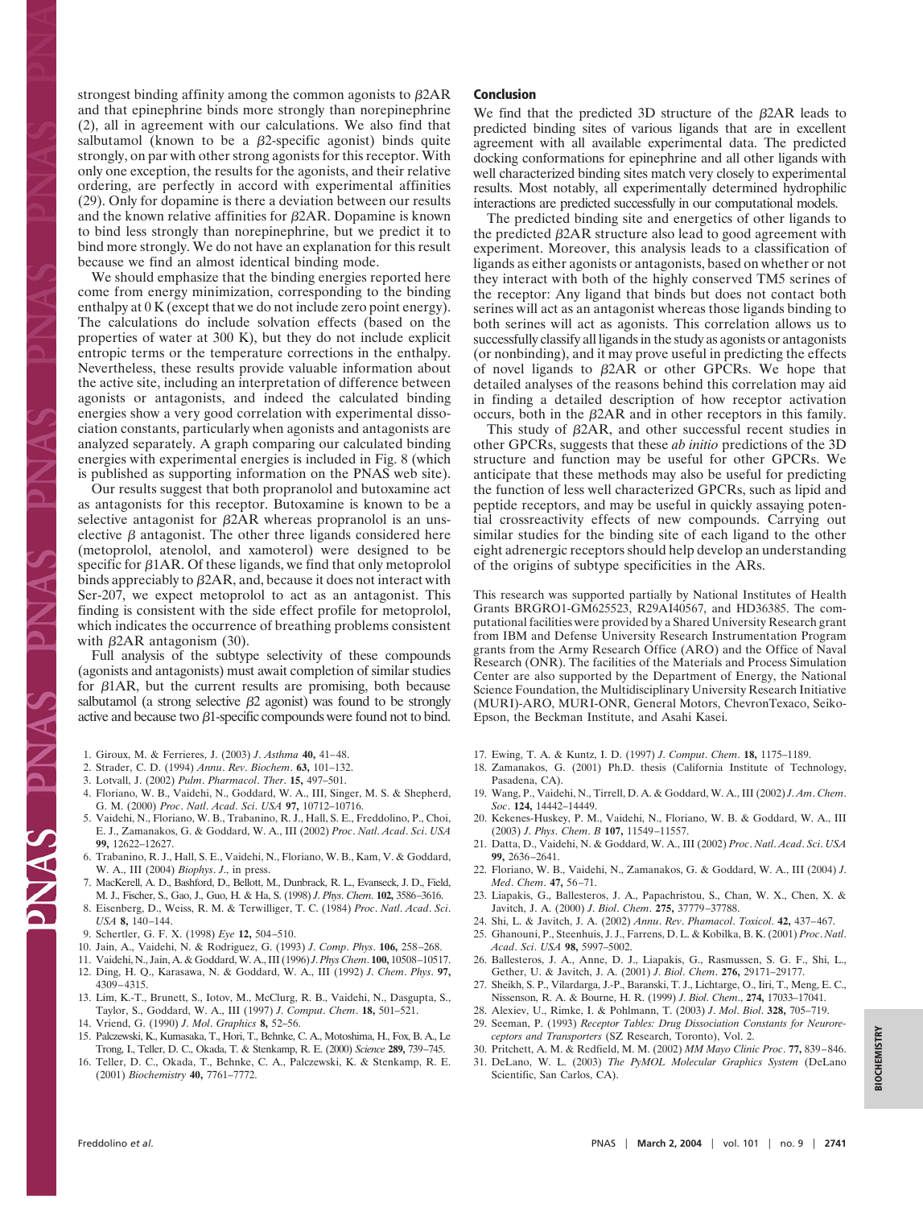strongest binding affinity among the common agonists to β2AR and that epinephrine binds more strongly than norepinephrine (2), all in agreement with our calculations. We also find that salbutamol (known to be a β2-specific agonist) binds quite strongly, on par with other strong agonists for this receptor. With only one exception, the results for the agonists, and their relative ordering, are perfectly in accord with experimental affinities (29). Only for dopamine is there a deviation between our results and the known relative affinities for β2AR. Dopamine is known to bind less strongly than norepinephrine, but we predict it to bind more strongly. We do not have an explanation for this result because we find an almost identical binding mode.

We should emphasize that the binding energies reported here come from energy minimization, corresponding to the binding enthalpy at 0 K (except that we do not include zero point energy). The calculations do include solvation effects (based on the properties of water at 300 K), but they do not include explicit entropic terms or the temperature corrections in the enthalpy. Nevertheless, these results provide valuable information about the active site, including an interpretation of difference between agonists or antagonists, and indeed the calculated binding energies show a very good correlation with experimental dissociation constants, particularly when agonists and antagonists are analyzed separately. A graph comparing our calculated binding energies with experimental energies is included in Fig. 8 (which is published as supporting information on the PNAS web site).

Our results suggest that both propranolol and butoxamine act as antagonists for this receptor. Butoxamine is known to be a selective antagonist for β2AR whereas propranolol is an unselective β antagonist. The other three ligands considered here (metoprolol, atenolol, and xamoterol) were designed to be specific for β1AR. Of these ligands, we find that only metoprolol binds appreciably to β2AR, and, because it does not interact with Ser-207, we expect metoprolol to act as an antagonist. This finding is consistent with the side effect profile for metoprolol, which indicates the occurrence of breathing problems consistent with β2AR antagonism (30).

Full analysis of the subtype selectivity of these compounds (agonists and antagonists) must await completion of similar studies for β1AR, but the current results are promising, both because salbutamol (a strong selective β2 agonist) was found to be strongly active and because two β1-specific compounds were found not to bind.

## Conclusion

We find that the predicted 3D structure of the β2AR leads to predicted binding sites of various ligands that are in excellent agreement with all available experimental data. The predicted docking conformations for epinephrine and all other ligands with well characterized binding sites match very closely to experimental results. Most notably, all experimentally determined hydrophilic interactions are predicted successfully in our computational models.

The predicted binding site and energetics of other ligands to the predicted β2AR structure also lead to good agreement with experiment. Moreover, this analysis leads to a classification of ligands as either agonists or antagonists, based on whether or not they interact with both of the highly conserved TM5 series of the receptor: Any ligand that binds but does not contact both serines will act as an antagonist whereas those ligands binding to both serines will act as agonists. This correlation allows us to successfully classify all ligands in the study as agonists or antagonists (or nonbinding), and it may prove useful in predicting the effects of novel ligands to β2AR or other GPCRs. We hope that detailed analyses of the reasons behind this correlation may aid in finding a detailed description of how receptor activation occurs, both in the β2AR and in other receptors in this family.

This study of β2AR, and other successful recent studies in other GPCRs, suggests that these *ab initio* predictions of the 3D structure and function may be useful for other GPCRs. We anticipate that these methods may also be useful for predicting the function of less well characterized GPCRs, such as lipid and peptide receptors, and may be useful in quickly assaying potential crossreactivity effects of new compounds. Carrying out similar studies for the binding site of each ligand to the other eight adrenergic receptors should help develop an understanding of the origins of subtype specificities in the ARs.

This research was supported partially by National Institutes of Health Grants BRGRO1-GM625523, R29AI40567, and HD36385. The computational facilities were provided by a Shared University Research grant from IBM and Defense University Research Instrumentation Program grants from the Army Research Office (ARO) and the Office of Naval Research (ONR). The facilities of the Materials and Process Simulation Center are also supported by the Department of Energy, the National Science Foundation, the Multidisciplinary University Research Initiative (MURI)-ARO, MURI-ONR, General Motors, ChevronTexaco, Seiko-Epson, the Beckman Institute, and Asahi Kasei.

1. Giroux, M. & Ferrieres, J. (2003) *J. Asthma* **40,** 41–48.
2. Strader, C. D. (1994) *Annu. Rev. Biochem.* **63,** 101–132.
3. Lotvall, J. (2002) *Pulm. Pharmacol. Ther.* **15,** 497–501.
4. Floriano, W. B., Vaidehi, N., Goddard, W. A., III, Singer, M. S. & Shepherd, G. M. (2000) *Proc. Natl. Acad. Sci. USA* **97,** 10712–10716.
5. Vaidehi, N., Floriano, W. B., Trabanino, R. J., Hall, S. E., Freddolino, P., Choi, E. J., Zamanakos, G. & Goddard, W. A., III (2002) *Proc. Natl. Acad. Sci. USA* **99,** 12622–12627.
6. Trabanino, R. J., Hall, S. E., Vaidehi, N., Floriano, W. B., Kam, V. & Goddard, W. A., III (2004) *Biophys. J.*, in press.
7. MacKerell, A. D., Bashford, D., Bellott, M., Dunbrack, R. L., Evanseck, J. D., Field, M. J., Fischer, S., Gao, J., Guo, H. & Ha, S. (1998) *J. Phys. Chem.* **102,** 3586–3616.
8. Eisenberg, D., Weiss, R. M. & Terwilliger, T. C. (1984) *Proc. Natl. Acad. Sci. USA* **8,** 140–144.
9. Schertler, G. F. X. (1998) *Eye* **12,** 504–510.
10. Jain, A., Vaidehi, N. & Rodriguez, G. (1993) *J. Comp. Phys.* **106,** 258–268.
11. Vaidehi, N., Jain, A. & Goddard, W. A., III (1996) *J. Phys Chem.* **100,** 10508–10517.
12. Ding, H. Q., Karasawa, N. & Goddard, W. A., III (1992) *J. Chem. Phys.* **97,** 4309–4315.
13. Lim, K.-T., Brunett, S., Iotov, M., McClurg, R. B., Vaidehi, N., Dasgupta, S., Taylor, S., Goddard, W. A., III (1997) *J. Comput. Chem.* **18,** 501–521.
14. Vriend, G. (1990) *J. Mol. Graphics* **8,** 52–56.
15. Palczewski, K., Kumasaka, T., Hori, T., Behnke, C. A., Motoshima, H., Fox, B. A., Le Trong, I., Teller, D. C., Okada, T. & Stenkamp, R. E. (2000) *Science* **289,** 739–745.
16. Teller, D. C., Okada, T., Behnke, C. A., Palczewski, K. & Stenkamp, R. E. (2001) *Biochemistry* **40,** 7761–7772.
17. Ewing, T. A. & Kuntz, I. D. (1997) *J. Comput. Chem.* **18,** 1175–1189.
18. Zamanakos, G. (2001) Ph.D. thesis (California Institute of Technology, Pasadena, CA).
19. Wang, P., Vaidehi, N., Tirrell, D. A. & Goddard, W. A., III (2002) *J. Am. Chem. Soc.* **124,** 14442–14449.
20. Kekenes-Huskey, P. M., Vaidehi, N., Floriano, W. B. & Goddard, W. A., III (2003) *J. Phys. Chem. B* **107,** 11549–11557.
21. Datta, D., Vaidehi, N. & Goddard, W. A., III (2002) *Proc. Natl. Acad. Sci. USA* **99,** 2636–2641.
22. Floriano, W. B., Vaidehi, N., Zamanakos, G. & Goddard, W. A., III (2004) *J. Med. Chem.* **47,** 56–71.
23. Liapakis, G., Ballesteros, J. A., Papachristou, S., Chan, W. X., Chen, X. & Javitch, J. A. (2000) *J. Biol. Chem.* **275,** 37779–37788.
24. Shi, L. & Javitch, J. A. (2002) *Annu. Rev. Pharmacol. Toxicol.* **42,** 437–467.
25. Ghanouni, P., Steenhuis, J. J., Farrens, D. L. & Kobilka, B. K. (2001) *Proc. Natl. Acad. Sci. USA* **98,** 5997–5002.
26. Ballesteros, J. A., Anne, D. J., Liapakis, G., Rasmussen, S. G. F., Shi, L., Gether, U. & Javitch, J. A. (2001) *J. Biol. Chem.* **276,** 29171–29177.
27. Sheikh, S. P., Vilardarga, J.-P., Baranski, T. J., Lichtarge, O., Iiri, T., Meng, E. C., Nissenson, R. A. & Bourne, H. R. (1999) *J. Biol. Chem.*, **274,** 17033–17041.
28. Alexiev, U., Rimke, I. & Pohlmann, T. (2003) *J. Mol. Biol.* **328,** 705–719.
29. Seeman, P. (1993) *Receptor Tables: Drug Dissociation Constants for Neuroreceptors and Transporters* (SZ Research, Toronto), Vol. 2.
30. Pritchett, A. M. & Redfield, M. M. (2002) *MM Mayo Clinic Proc.* **77,** 839–846.
31. DeLano, W. L. (2003) *The PyMOL Molecular Graphics System* (DeLano Scientific, San Carlos, CA).